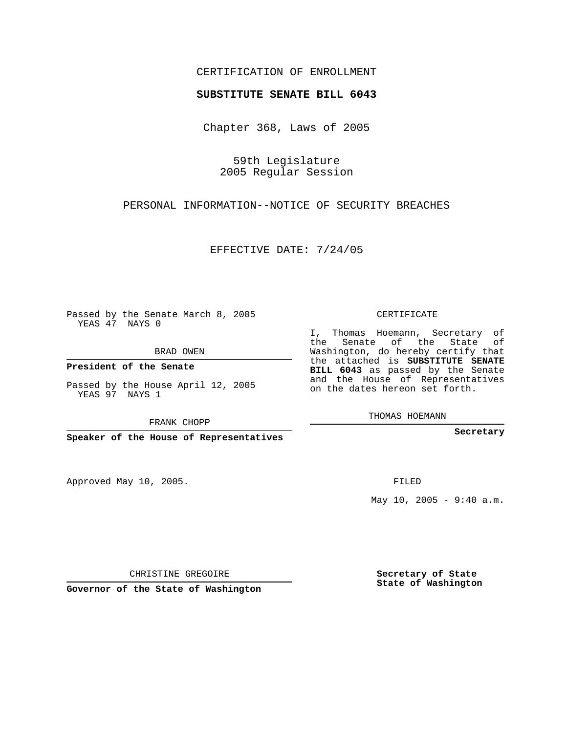CERTIFICATION OF ENROLLMENT

**SUBSTITUTE SENATE BILL 6043**

Chapter 368, Laws of 2005

59th Legislature
2005 Regular Session

PERSONAL INFORMATION--NOTICE OF SECURITY BREACHES

EFFECTIVE DATE: 7/24/05

Passed by the Senate March 8, 2005
YEAS 47 NAYS 0

BRAD OWEN

**President of the Senate**

Passed by the House April 12, 2005
YEAS 97 NAYS 1

FRANK CHOPP

**Speaker of the House of Representatives**

CERTIFICATE

I, Thomas Hoemann, Secretary of the Senate of the State of Washington, do hereby certify that the attached is **SUBSTITUTE SENATE BILL 6043** as passed by the Senate and the House of Representatives on the dates hereon set forth.

THOMAS HOEMANN

**Secretary**

Approved May 10, 2005.

FILED

May 10, 2005 - 9:40 a.m.

CHRISTINE GREGOIRE

**Governor of the State of Washington**

**Secretary of State**
**State of Washington**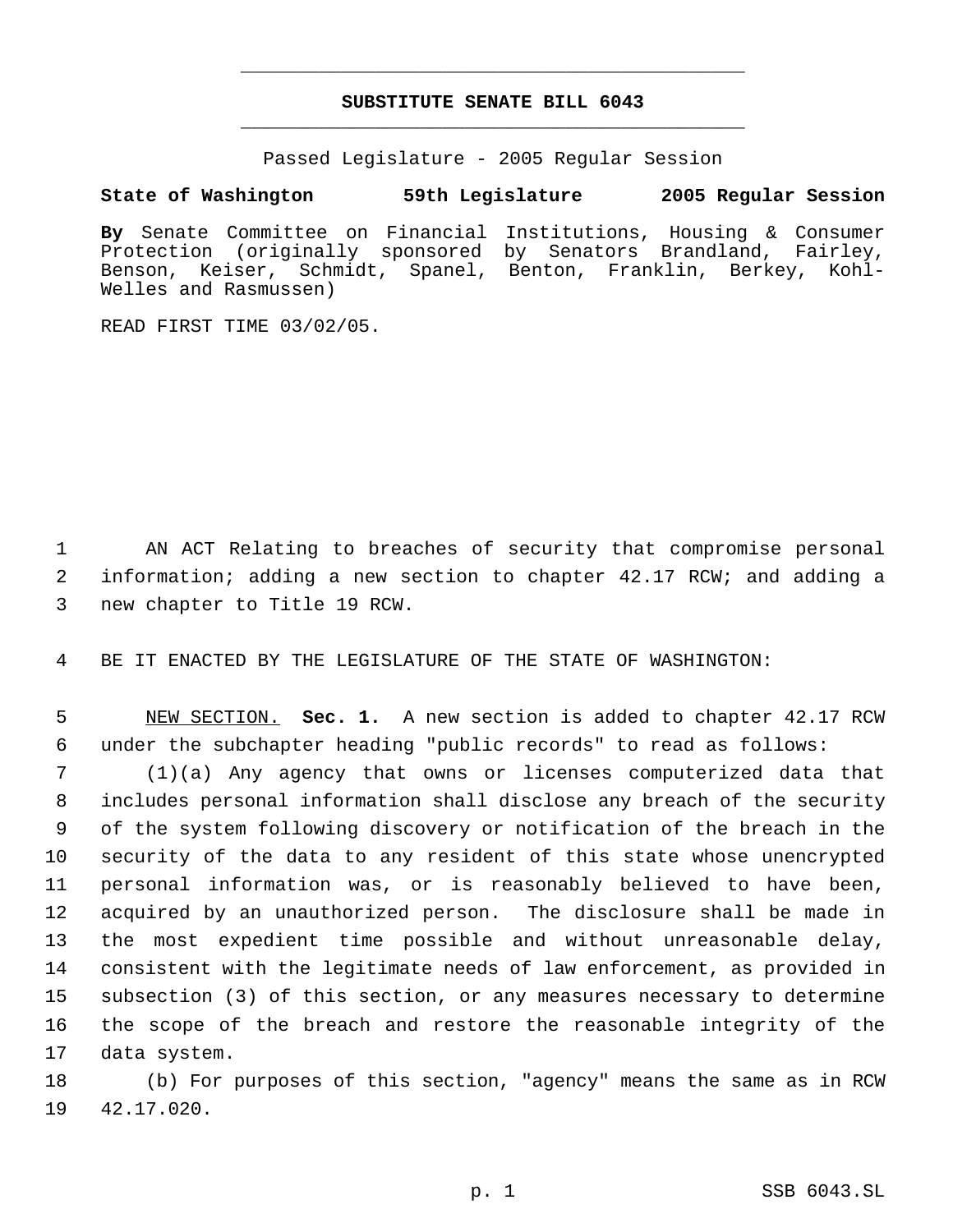# SUBSTITUTE SENATE BILL 6043

Passed Legislature - 2005 Regular Session

**State of Washington 59th Legislature 2005 Regular Session**

**By** Senate Committee on Financial Institutions, Housing & Consumer Protection (originally sponsored by Senators Brandland, Fairley, Benson, Keiser, Schmidt, Spanel, Benton, Franklin, Berkey, Kohl-Welles and Rasmussen)

READ FIRST TIME 03/02/05.

AN ACT Relating to breaches of security that compromise personal information; adding a new section to chapter 42.17 RCW; and adding a new chapter to Title 19 RCW.

BE IT ENACTED BY THE LEGISLATURE OF THE STATE OF WASHINGTON:

NEW SECTION. **Sec. 1.** A new section is added to chapter 42.17 RCW under the subchapter heading "public records" to read as follows:

(1)(a) Any agency that owns or licenses computerized data that includes personal information shall disclose any breach of the security of the system following discovery or notification of the breach in the security of the data to any resident of this state whose unencrypted personal information was, or is reasonably believed to have been, acquired by an unauthorized person. The disclosure shall be made in the most expedient time possible and without unreasonable delay, consistent with the legitimate needs of law enforcement, as provided in subsection (3) of this section, or any measures necessary to determine the scope of the breach and restore the reasonable integrity of the data system.

(b) For purposes of this section, "agency" means the same as in RCW 42.17.020.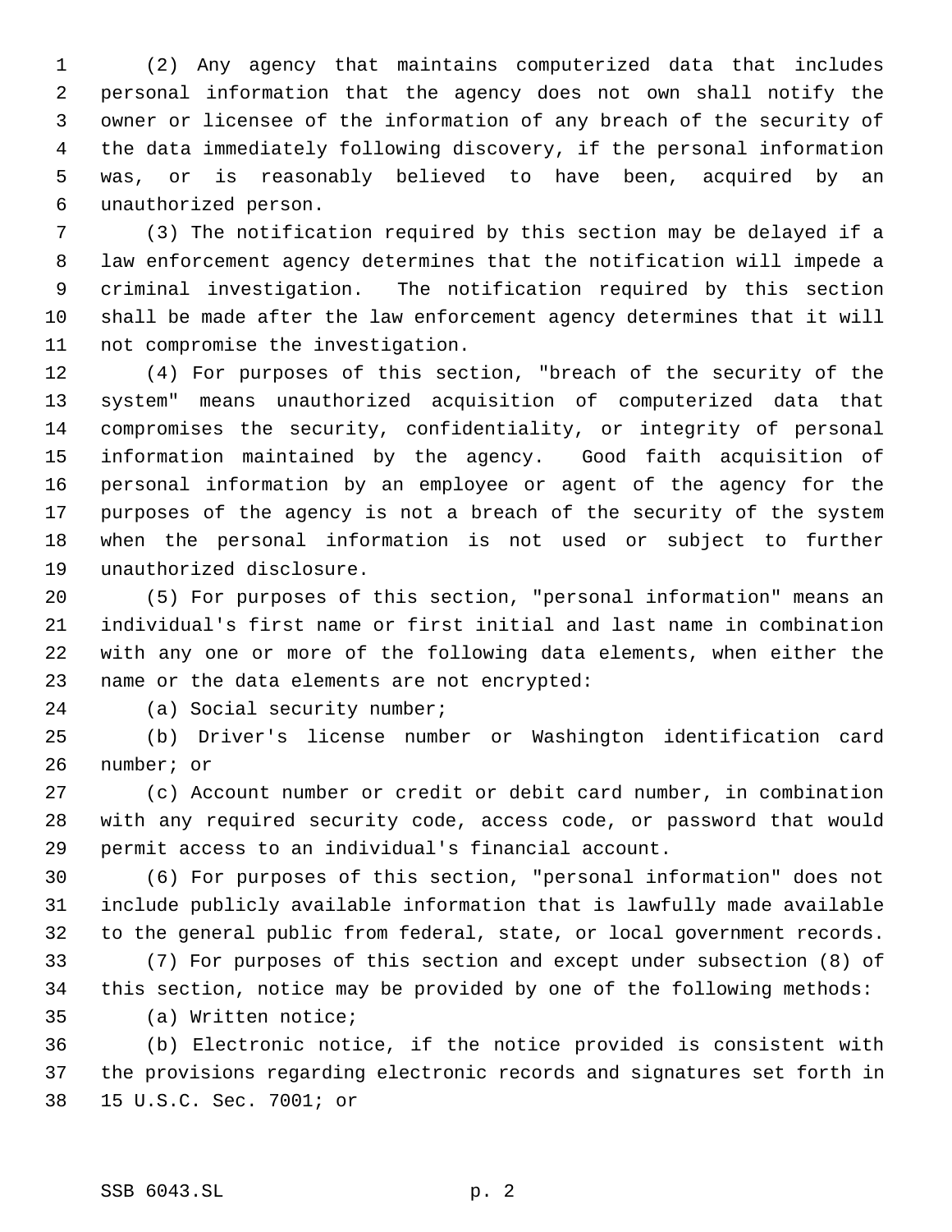(2) Any agency that maintains computerized data that includes personal information that the agency does not own shall notify the owner or licensee of the information of any breach of the security of the data immediately following discovery, if the personal information was, or is reasonably believed to have been, acquired by an unauthorized person.

(3) The notification required by this section may be delayed if a law enforcement agency determines that the notification will impede a criminal investigation. The notification required by this section shall be made after the law enforcement agency determines that it will not compromise the investigation.

(4) For purposes of this section, "breach of the security of the system" means unauthorized acquisition of computerized data that compromises the security, confidentiality, or integrity of personal information maintained by the agency. Good faith acquisition of personal information by an employee or agent of the agency for the purposes of the agency is not a breach of the security of the system when the personal information is not used or subject to further unauthorized disclosure.

(5) For purposes of this section, "personal information" means an individual's first name or first initial and last name in combination with any one or more of the following data elements, when either the name or the data elements are not encrypted:

(a) Social security number;

(b) Driver's license number or Washington identification card number; or

(c) Account number or credit or debit card number, in combination with any required security code, access code, or password that would permit access to an individual's financial account.

(6) For purposes of this section, "personal information" does not include publicly available information that is lawfully made available to the general public from federal, state, or local government records.

(7) For purposes of this section and except under subsection (8) of this section, notice may be provided by one of the following methods:

(a) Written notice;

(b) Electronic notice, if the notice provided is consistent with the provisions regarding electronic records and signatures set forth in 15 U.S.C. Sec. 7001; or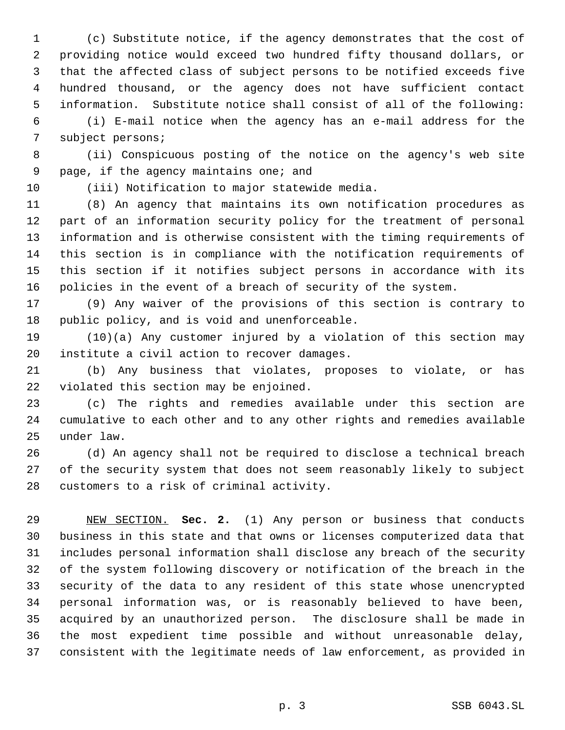(c) Substitute notice, if the agency demonstrates that the cost of providing notice would exceed two hundred fifty thousand dollars, or that the affected class of subject persons to be notified exceeds five hundred thousand, or the agency does not have sufficient contact information. Substitute notice shall consist of all of the following:

(i) E-mail notice when the agency has an e-mail address for the subject persons;

(ii) Conspicuous posting of the notice on the agency's web site page, if the agency maintains one; and

(iii) Notification to major statewide media.

(8) An agency that maintains its own notification procedures as part of an information security policy for the treatment of personal information and is otherwise consistent with the timing requirements of this section is in compliance with the notification requirements of this section if it notifies subject persons in accordance with its policies in the event of a breach of security of the system.

(9) Any waiver of the provisions of this section is contrary to public policy, and is void and unenforceable.

(10)(a) Any customer injured by a violation of this section may institute a civil action to recover damages.

(b) Any business that violates, proposes to violate, or has violated this section may be enjoined.

(c) The rights and remedies available under this section are cumulative to each other and to any other rights and remedies available under law.

(d) An agency shall not be required to disclose a technical breach of the security system that does not seem reasonably likely to subject customers to a risk of criminal activity.

NEW SECTION. **Sec. 2.** (1) Any person or business that conducts business in this state and that owns or licenses computerized data that includes personal information shall disclose any breach of the security of the system following discovery or notification of the breach in the security of the data to any resident of this state whose unencrypted personal information was, or is reasonably believed to have been, acquired by an unauthorized person. The disclosure shall be made in the most expedient time possible and without unreasonable delay, consistent with the legitimate needs of law enforcement, as provided in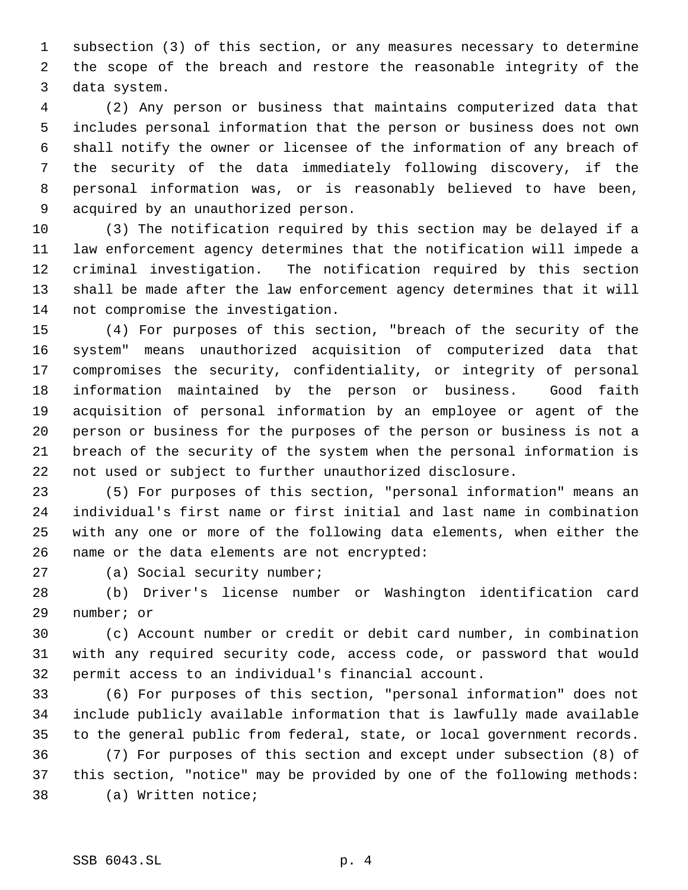subsection (3) of this section, or any measures necessary to determine the scope of the breach and restore the reasonable integrity of the data system.

(2) Any person or business that maintains computerized data that includes personal information that the person or business does not own shall notify the owner or licensee of the information of any breach of the security of the data immediately following discovery, if the personal information was, or is reasonably believed to have been, acquired by an unauthorized person.

(3) The notification required by this section may be delayed if a law enforcement agency determines that the notification will impede a criminal investigation. The notification required by this section shall be made after the law enforcement agency determines that it will not compromise the investigation.

(4) For purposes of this section, "breach of the security of the system" means unauthorized acquisition of computerized data that compromises the security, confidentiality, or integrity of personal information maintained by the person or business. Good faith acquisition of personal information by an employee or agent of the person or business for the purposes of the person or business is not a breach of the security of the system when the personal information is not used or subject to further unauthorized disclosure.

(5) For purposes of this section, "personal information" means an individual's first name or first initial and last name in combination with any one or more of the following data elements, when either the name or the data elements are not encrypted:

(a) Social security number;

(b) Driver's license number or Washington identification card number; or

(c) Account number or credit or debit card number, in combination with any required security code, access code, or password that would permit access to an individual's financial account.

(6) For purposes of this section, "personal information" does not include publicly available information that is lawfully made available to the general public from federal, state, or local government records.

(7) For purposes of this section and except under subsection (8) of this section, "notice" may be provided by one of the following methods:

(a) Written notice;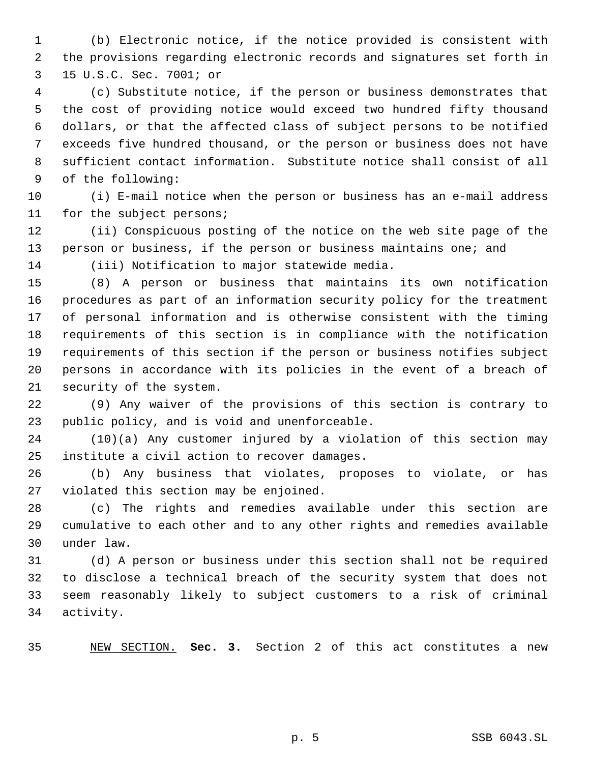(b) Electronic notice, if the notice provided is consistent with the provisions regarding electronic records and signatures set forth in 15 U.S.C. Sec. 7001; or

(c) Substitute notice, if the person or business demonstrates that the cost of providing notice would exceed two hundred fifty thousand dollars, or that the affected class of subject persons to be notified exceeds five hundred thousand, or the person or business does not have sufficient contact information. Substitute notice shall consist of all of the following:

(i) E-mail notice when the person or business has an e-mail address for the subject persons;

(ii) Conspicuous posting of the notice on the web site page of the person or business, if the person or business maintains one; and

(iii) Notification to major statewide media.

(8) A person or business that maintains its own notification procedures as part of an information security policy for the treatment of personal information and is otherwise consistent with the timing requirements of this section is in compliance with the notification requirements of this section if the person or business notifies subject persons in accordance with its policies in the event of a breach of security of the system.

(9) Any waiver of the provisions of this section is contrary to public policy, and is void and unenforceable.

(10)(a) Any customer injured by a violation of this section may institute a civil action to recover damages.

(b) Any business that violates, proposes to violate, or has violated this section may be enjoined.

(c) The rights and remedies available under this section are cumulative to each other and to any other rights and remedies available under law.

(d) A person or business under this section shall not be required to disclose a technical breach of the security system that does not seem reasonably likely to subject customers to a risk of criminal activity.

NEW SECTION. **Sec. 3.** Section 2 of this act constitutes a new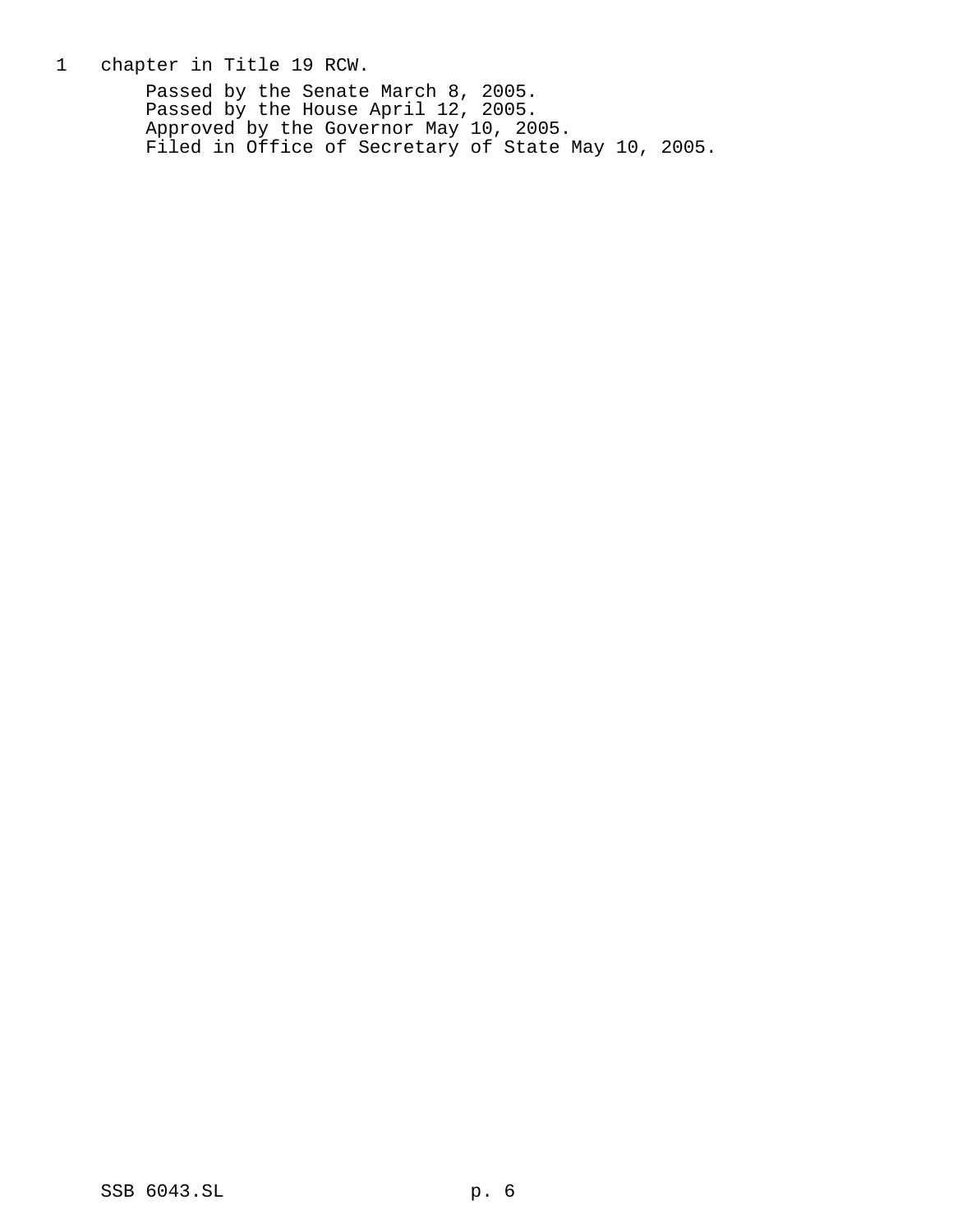chapter in Title 19 RCW.

Passed by the Senate March 8, 2005.
Passed by the House April 12, 2005.
Approved by the Governor May 10, 2005.
Filed in Office of Secretary of State May 10, 2005.